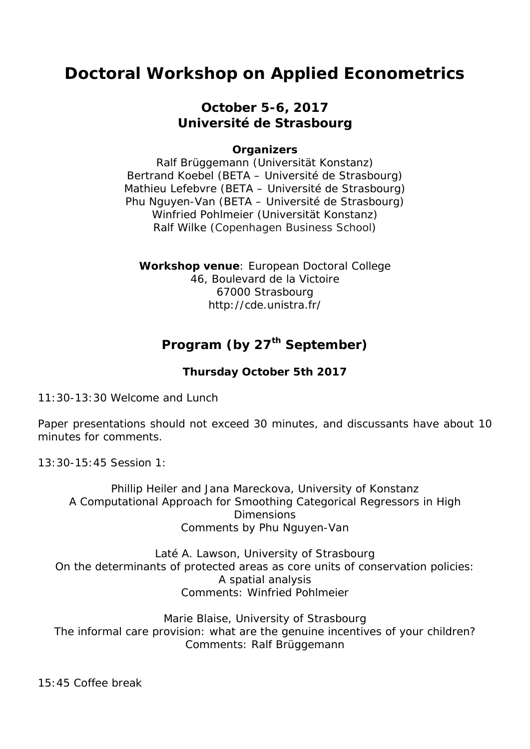# Doctoral Workshop on Applied Econometrics

### October 5-6, 2017
### Université de Strasbourg

**Organizers**

Ralf Brüggemann (Universität Konstanz)
Bertrand Koebel (BETA – Université de Strasbourg)
Mathieu Lefebvre (BETA – Université de Strasbourg)
Phu Nguyen-Van (BETA – Université de Strasbourg)
Winfried Pohlmeier (Universität Konstanz)
Ralf Wilke (Copenhagen Business School)

**Workshop venue**: European Doctoral College
46, Boulevard de la Victoire
67000 Strasbourg
http://cde.unistra.fr/

## Program (by 27th September)

### Thursday October 5th 2017

11:30-13:30 Welcome and Lunch

Paper presentations should not exceed 30 minutes, and discussants have about 10 minutes for comments.

13:30-15:45 Session 1:

Phillip Heiler and Jana Mareckova, University of Konstanz
A Computational Approach for Smoothing Categorical Regressors in High Dimensions
Comments by Phu Nguyen-Van

Laté A. Lawson, University of Strasbourg
On the determinants of protected areas as core units of conservation policies: A spatial analysis
Comments: Winfried Pohlmeier

Marie Blaise, University of Strasbourg
The informal care provision: what are the genuine incentives of your children?
Comments: Ralf Brüggemann

15:45 Coffee break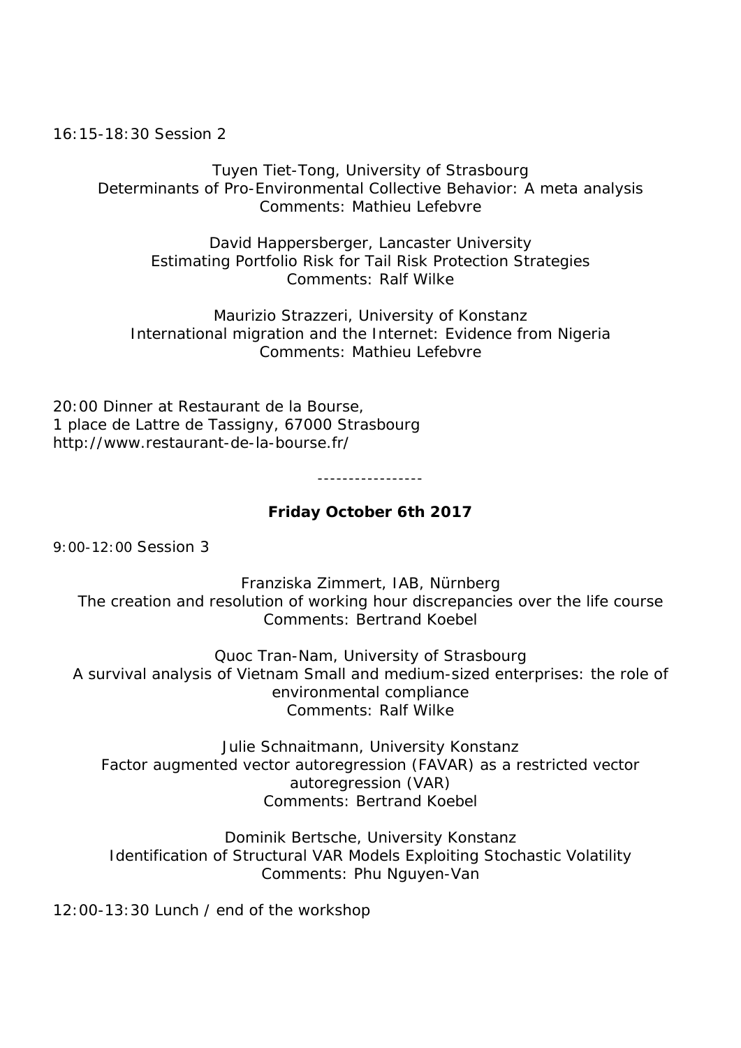16:15-18:30 Session 2

Tuyen Tiet-Tong, University of Strasbourg
Determinants of Pro-Environmental Collective Behavior: A meta analysis
Comments: Mathieu Lefebvre

David Happersberger, Lancaster University
Estimating Portfolio Risk for Tail Risk Protection Strategies
Comments: Ralf Wilke

Maurizio Strazzeri, University of Konstanz
International migration and the Internet: Evidence from Nigeria
Comments: Mathieu Lefebvre

20:00 Dinner at Restaurant de la Bourse,
1 place de Lattre de Tassigny, 67000 Strasbourg
http://www.restaurant-de-la-bourse.fr/

-----------------

**Friday October 6th 2017**

9:00-12:00 Session 3

Franziska Zimmert, IAB, Nürnberg
The creation and resolution of working hour discrepancies over the life course
Comments: Bertrand Koebel

Quoc Tran-Nam, University of Strasbourg
A survival analysis of Vietnam Small and medium-sized enterprises: the role of environmental compliance
Comments: Ralf Wilke

Julie Schnaitmann, University Konstanz
Factor augmented vector autoregression (FAVAR) as a restricted vector autoregression (VAR)
Comments: Bertrand Koebel

Dominik Bertsche, University Konstanz
Identification of Structural VAR Models Exploiting Stochastic Volatility
Comments: Phu Nguyen-Van

12:00-13:30 Lunch / end of the workshop